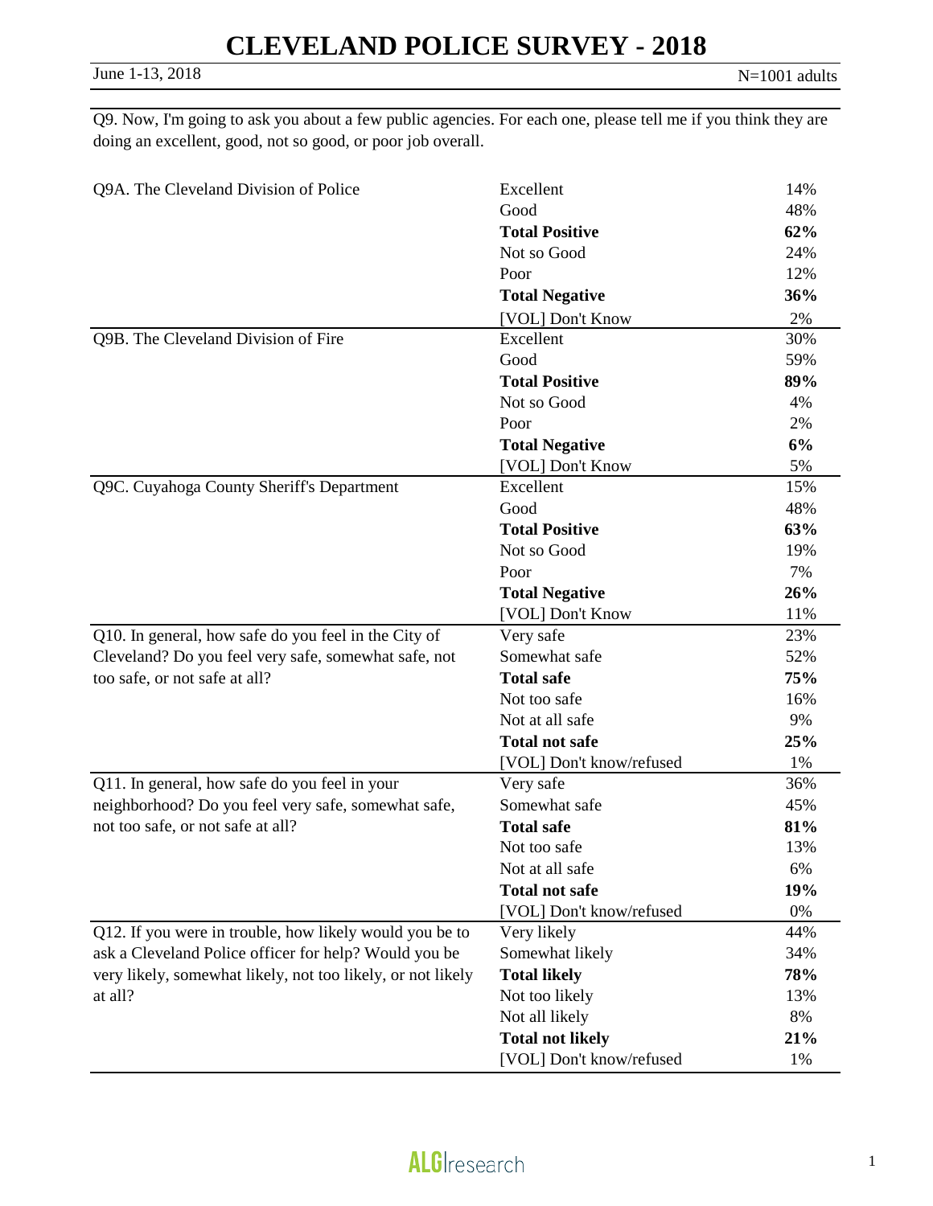# CLEVELAND POLICE SURVEY - 2018

June 1-13, 2018 N=1001 adults

Q9. Now, I'm going to ask you about a few public agencies. For each one, please tell me if you think they are doing an excellent, good, not so good, or poor job overall.

| Question | Response | % |
|---|---|---|
| Q9A. The Cleveland Division of Police | Excellent | 14% |
| | Good | 48% |
| | **Total Positive** | **62%** |
| | Not so Good | 24% |
| | Poor | 12% |
| | **Total Negative** | **36%** |
| | [VOL] Don't Know | 2% |
| Q9B. The Cleveland Division of Fire | Excellent | 30% |
| | Good | 59% |
| | **Total Positive** | **89%** |
| | Not so Good | 4% |
| | Poor | 2% |
| | **Total Negative** | **6%** |
| | [VOL] Don't Know | 5% |
| Q9C. Cuyahoga County Sheriff's Department | Excellent | 15% |
| | Good | 48% |
| | **Total Positive** | **63%** |
| | Not so Good | 19% |
| | Poor | 7% |
| | **Total Negative** | **26%** |
| | [VOL] Don't Know | 11% |
| Q10. In general, how safe do you feel in the City of Cleveland? Do you feel very safe, somewhat safe, not too safe, or not safe at all? | Very safe | 23% |
| | Somewhat safe | 52% |
| | **Total safe** | **75%** |
| | Not too safe | 16% |
| | Not at all safe | 9% |
| | **Total not safe** | **25%** |
| | [VOL] Don't know/refused | 1% |
| Q11. In general, how safe do you feel in your neighborhood? Do you feel very safe, somewhat safe, not too safe, or not safe at all? | Very safe | 36% |
| | Somewhat safe | 45% |
| | **Total safe** | **81%** |
| | Not too safe | 13% |
| | Not at all safe | 6% |
| | **Total not safe** | **19%** |
| | [VOL] Don't know/refused | 0% |
| Q12. If you were in trouble, how likely would you be to ask a Cleveland Police officer for help? Would you be very likely, somewhat likely, not too likely, or not likely at all? | Very likely | 44% |
| | Somewhat likely | 34% |
| | **Total likely** | **78%** |
| | Not too likely | 13% |
| | Not all likely | 8% |
| | **Total not likely** | **21%** |
| | [VOL] Don't know/refused | 1% |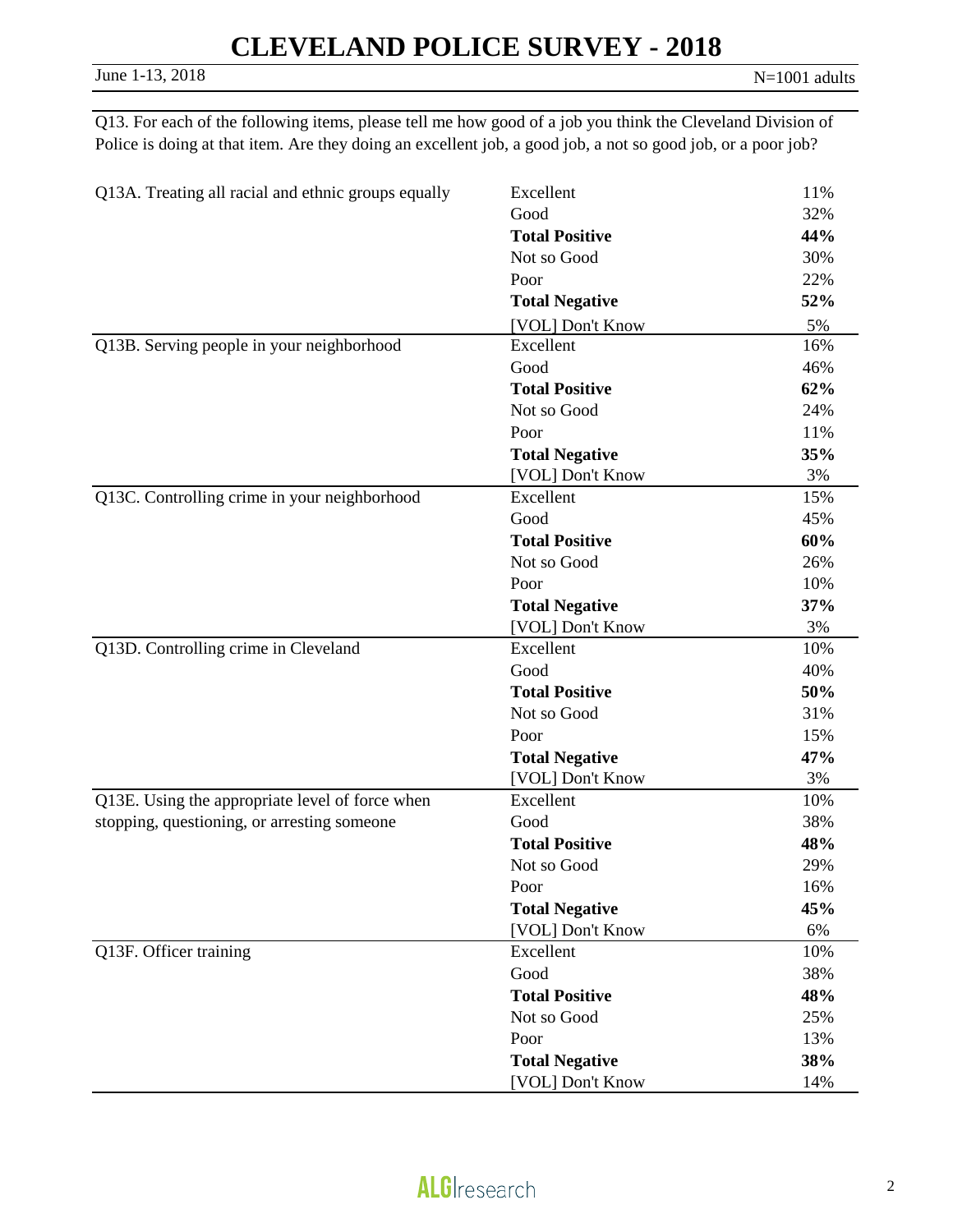# CLEVELAND POLICE SURVEY - 2018

June 1-13, 2018 N=1001 adults

Q13. For each of the following items, please tell me how good of a job you think the Cleveland Division of Police is doing at that item. Are they doing an excellent job, a good job, a not so good job, or a poor job?

| Item | Response | % |
|---|---|---|
| Q13A. Treating all racial and ethnic groups equally | Excellent | 11% |
| | Good | 32% |
| | **Total Positive** | **44%** |
| | Not so Good | 30% |
| | Poor | 22% |
| | **Total Negative** | **52%** |
| | [VOL] Don't Know | 5% |
| Q13B. Serving people in your neighborhood | Excellent | 16% |
| | Good | 46% |
| | **Total Positive** | **62%** |
| | Not so Good | 24% |
| | Poor | 11% |
| | **Total Negative** | **35%** |
| | [VOL] Don't Know | 3% |
| Q13C. Controlling crime in your neighborhood | Excellent | 15% |
| | Good | 45% |
| | **Total Positive** | **60%** |
| | Not so Good | 26% |
| | Poor | 10% |
| | **Total Negative** | **37%** |
| | [VOL] Don't Know | 3% |
| Q13D. Controlling crime in Cleveland | Excellent | 10% |
| | Good | 40% |
| | **Total Positive** | **50%** |
| | Not so Good | 31% |
| | Poor | 15% |
| | **Total Negative** | **47%** |
| | [VOL] Don't Know | 3% |
| Q13E. Using the appropriate level of force when stopping, questioning, or arresting someone | Excellent | 10% |
| | Good | 38% |
| | **Total Positive** | **48%** |
| | Not so Good | 29% |
| | Poor | 16% |
| | **Total Negative** | **45%** |
| | [VOL] Don't Know | 6% |
| Q13F. Officer training | Excellent | 10% |
| | Good | 38% |
| | **Total Positive** | **48%** |
| | Not so Good | 25% |
| | Poor | 13% |
| | **Total Negative** | **38%** |
| | [VOL] Don't Know | 14% |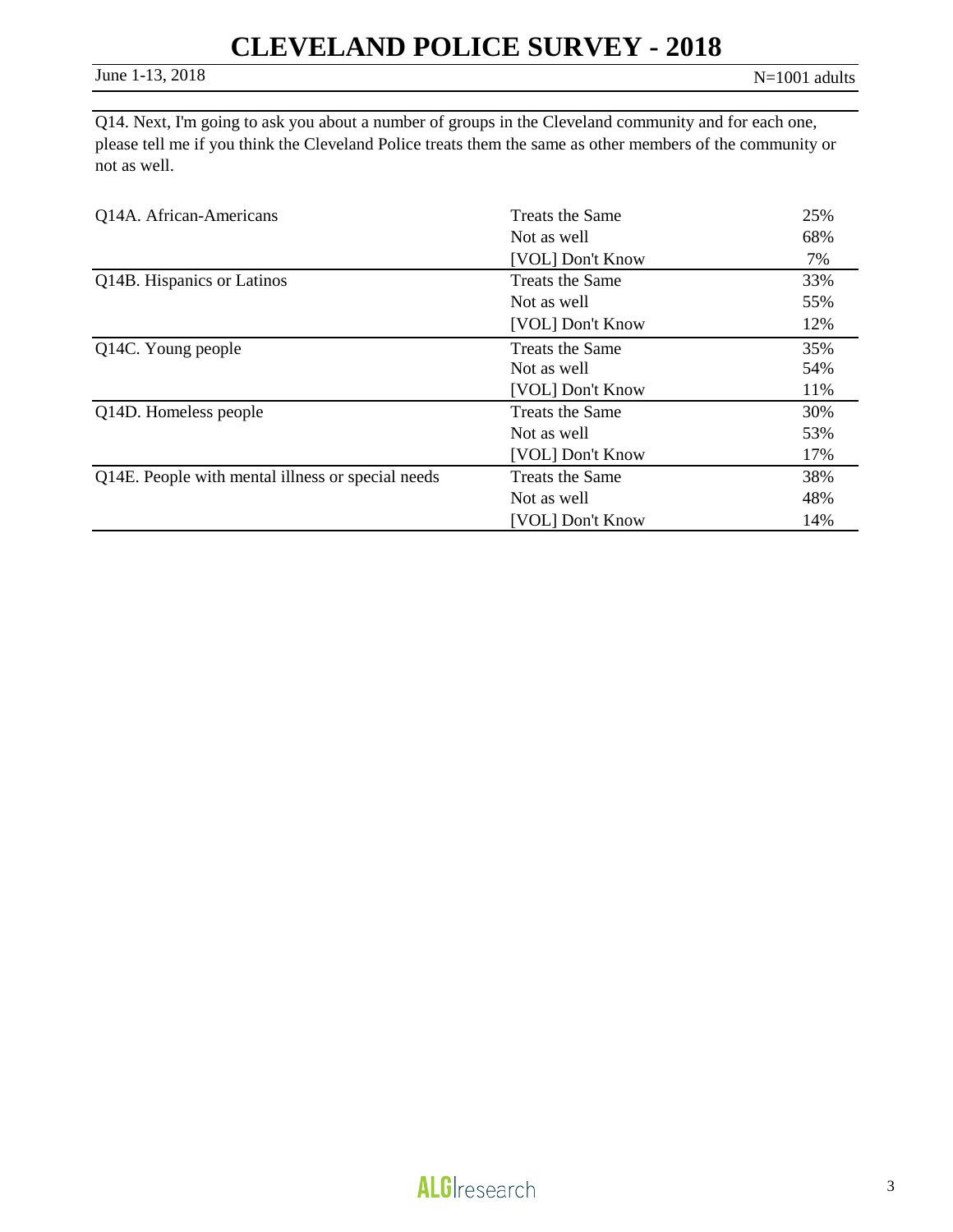Q14. Next, I'm going to ask you about a number of groups in the Cleveland community and for each one, please tell me if you think the Cleveland Police treats them the same as other members of the community or not as well.

| | | |
|---|---|---|
| Q14A. African-Americans | Treats the Same | 25% |
| | Not as well | 68% |
| | [VOL] Don't Know | 7% |
| Q14B. Hispanics or Latinos | Treats the Same | 33% |
| | Not as well | 55% |
| | [VOL] Don't Know | 12% |
| Q14C. Young people | Treats the Same | 35% |
| | Not as well | 54% |
| | [VOL] Don't Know | 11% |
| Q14D. Homeless people | Treats the Same | 30% |
| | Not as well | 53% |
| | [VOL] Don't Know | 17% |
| Q14E. People with mental illness or special needs | Treats the Same | 38% |
| | Not as well | 48% |
| | [VOL] Don't Know | 14% |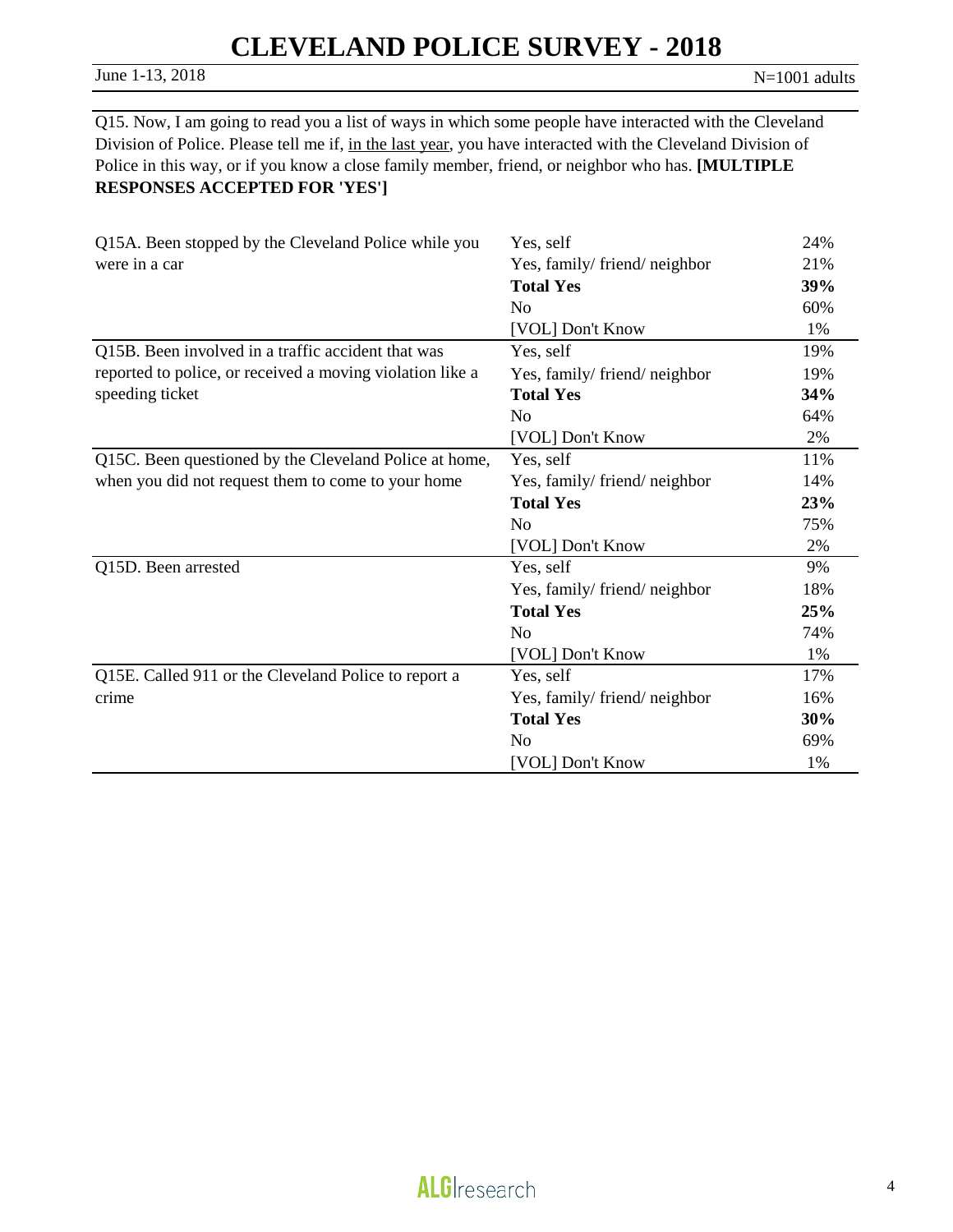Q15. Now, I am going to read you a list of ways in which some people have interacted with the Cleveland Division of Police. Please tell me if, <u>in the last year</u>, you have interacted with the Cleveland Division of Police in this way, or if you know a close family member, friend, or neighbor who has. **[MULTIPLE RESPONSES ACCEPTED FOR 'YES']**

| | | |
|---|---|---|
| Q15A. Been stopped by the Cleveland Police while you were in a car | Yes, self | 24% |
| | Yes, family/ friend/ neighbor | 21% |
| | **Total Yes** | **39%** |
| | No | 60% |
| | [VOL] Don't Know | 1% |
| Q15B. Been involved in a traffic accident that was reported to police, or received a moving violation like a speeding ticket | Yes, self | 19% |
| | Yes, family/ friend/ neighbor | 19% |
| | **Total Yes** | **34%** |
| | No | 64% |
| | [VOL] Don't Know | 2% |
| Q15C. Been questioned by the Cleveland Police at home, when you did not request them to come to your home | Yes, self | 11% |
| | Yes, family/ friend/ neighbor | 14% |
| | **Total Yes** | **23%** |
| | No | 75% |
| | [VOL] Don't Know | 2% |
| Q15D. Been arrested | Yes, self | 9% |
| | Yes, family/ friend/ neighbor | 18% |
| | **Total Yes** | **25%** |
| | No | 74% |
| | [VOL] Don't Know | 1% |
| Q15E. Called 911 or the Cleveland Police to report a crime | Yes, self | 17% |
| | Yes, family/ friend/ neighbor | 16% |
| | **Total Yes** | **30%** |
| | No | 69% |
| | [VOL] Don't Know | 1% |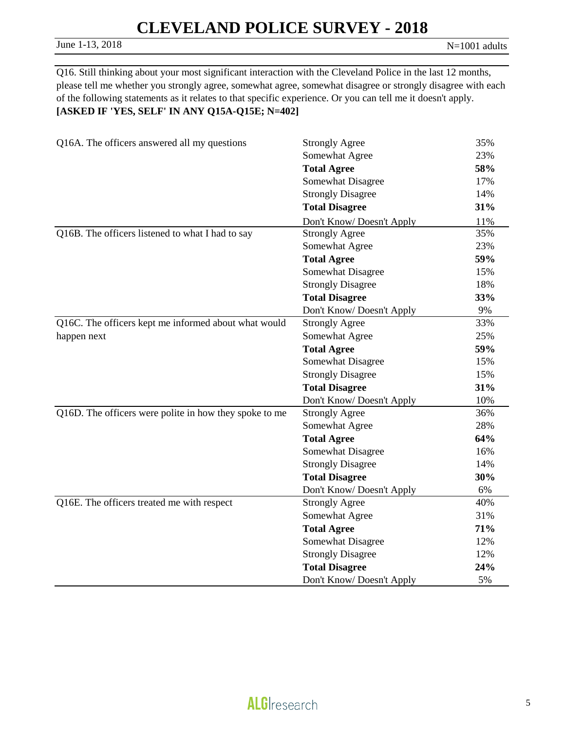# CLEVELAND POLICE SURVEY - 2018

June 1-13, 2018 N=1001 adults

Q16. Still thinking about your most significant interaction with the Cleveland Police in the last 12 months, please tell me whether you strongly agree, somewhat agree, somewhat disagree or strongly disagree with each of the following statements as it relates to that specific experience. Or you can tell me it doesn't apply.
**[ASKED IF 'YES, SELF' IN ANY Q15A-Q15E; N=402]**

| | | |
|---|---|---|
| Q16A. The officers answered all my questions | Strongly Agree | 35% |
| | Somewhat Agree | 23% |
| | **Total Agree** | **58%** |
| | Somewhat Disagree | 17% |
| | Strongly Disagree | 14% |
| | **Total Disagree** | **31%** |
| | Don't Know/ Doesn't Apply | 11% |
| Q16B. The officers listened to what I had to say | Strongly Agree | 35% |
| | Somewhat Agree | 23% |
| | **Total Agree** | **59%** |
| | Somewhat Disagree | 15% |
| | Strongly Disagree | 18% |
| | **Total Disagree** | **33%** |
| | Don't Know/ Doesn't Apply | 9% |
| Q16C. The officers kept me informed about what would happen next | Strongly Agree | 33% |
| | Somewhat Agree | 25% |
| | **Total Agree** | **59%** |
| | Somewhat Disagree | 15% |
| | Strongly Disagree | 15% |
| | **Total Disagree** | **31%** |
| | Don't Know/ Doesn't Apply | 10% |
| Q16D. The officers were polite in how they spoke to me | Strongly Agree | 36% |
| | Somewhat Agree | 28% |
| | **Total Agree** | **64%** |
| | Somewhat Disagree | 16% |
| | Strongly Disagree | 14% |
| | **Total Disagree** | **30%** |
| | Don't Know/ Doesn't Apply | 6% |
| Q16E. The officers treated me with respect | Strongly Agree | 40% |
| | Somewhat Agree | 31% |
| | **Total Agree** | **71%** |
| | Somewhat Disagree | 12% |
| | Strongly Disagree | 12% |
| | **Total Disagree** | **24%** |
| | Don't Know/ Doesn't Apply | 5% |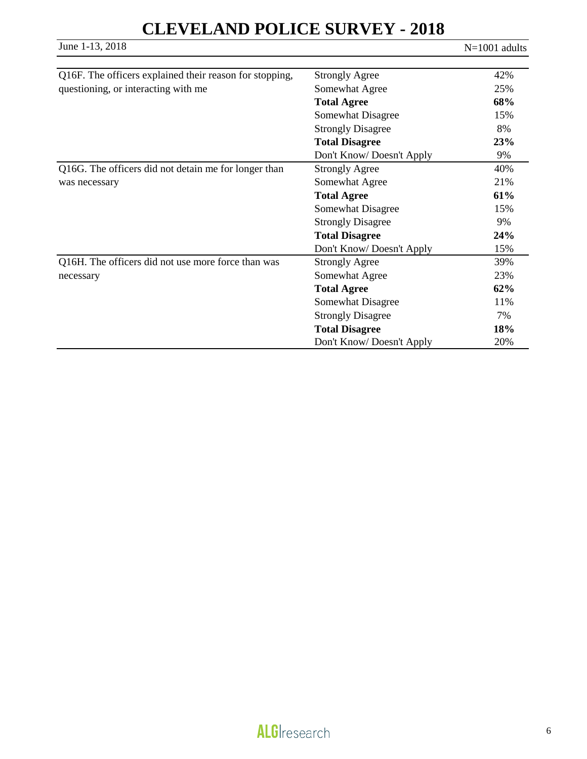# CLEVELAND POLICE SURVEY - 2018

June 1-13, 2018

N=1001 adults

| Question | Response | % |
|---|---|---|
| Q16F. The officers explained their reason for stopping, questioning, or interacting with me | Strongly Agree | 42% |
| | Somewhat Agree | 25% |
| | **Total Agree** | **68%** |
| | Somewhat Disagree | 15% |
| | Strongly Disagree | 8% |
| | **Total Disagree** | **23%** |
| | Don't Know/ Doesn't Apply | 9% |
| Q16G. The officers did not detain me for longer than was necessary | Strongly Agree | 40% |
| | Somewhat Agree | 21% |
| | **Total Agree** | **61%** |
| | Somewhat Disagree | 15% |
| | Strongly Disagree | 9% |
| | **Total Disagree** | **24%** |
| | Don't Know/ Doesn't Apply | 15% |
| Q16H. The officers did not use more force than was necessary | Strongly Agree | 39% |
| | Somewhat Agree | 23% |
| | **Total Agree** | **62%** |
| | Somewhat Disagree | 11% |
| | Strongly Disagree | 7% |
| | **Total Disagree** | **18%** |
| | Don't Know/ Doesn't Apply | 20% |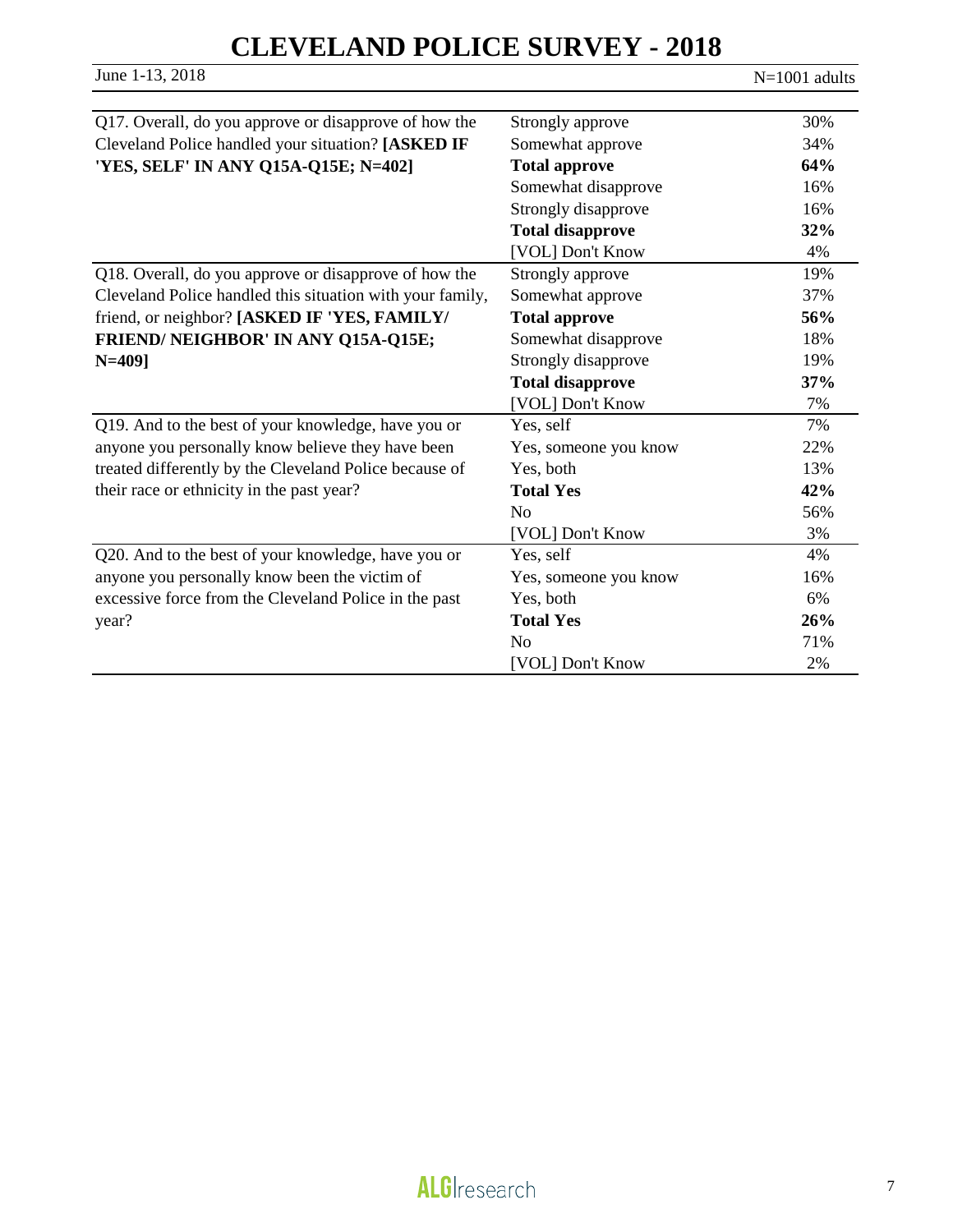# CLEVELAND POLICE SURVEY - 2018

June 1-13, 2018 N=1001 adults

| Question | Response | % |
|---|---|---|
| Q17. Overall, do you approve or disapprove of how the Cleveland Police handled your situation? **[ASKED IF 'YES, SELF' IN ANY Q15A-Q15E; N=402]** | Strongly approve | 30% |
| | Somewhat approve | 34% |
| | **Total approve** | **64%** |
| | Somewhat disapprove | 16% |
| | Strongly disapprove | 16% |
| | **Total disapprove** | **32%** |
| | [VOL] Don't Know | 4% |
| Q18. Overall, do you approve or disapprove of how the Cleveland Police handled this situation with your family, friend, or neighbor? **[ASKED IF 'YES, FAMILY/ FRIEND/ NEIGHBOR' IN ANY Q15A-Q15E; N=409]** | Strongly approve | 19% |
| | Somewhat approve | 37% |
| | **Total approve** | **56%** |
| | Somewhat disapprove | 18% |
| | Strongly disapprove | 19% |
| | **Total disapprove** | **37%** |
| | [VOL] Don't Know | 7% |
| Q19. And to the best of your knowledge, have you or anyone you personally know believe they have been treated differently by the Cleveland Police because of their race or ethnicity in the past year? | Yes, self | 7% |
| | Yes, someone you know | 22% |
| | Yes, both | 13% |
| | **Total Yes** | **42%** |
| | No | 56% |
| | [VOL] Don't Know | 3% |
| Q20. And to the best of your knowledge, have you or anyone you personally know been the victim of excessive force from the Cleveland Police in the past year? | Yes, self | 4% |
| | Yes, someone you know | 16% |
| | Yes, both | 6% |
| | **Total Yes** | **26%** |
| | No | 71% |
| | [VOL] Don't Know | 2% |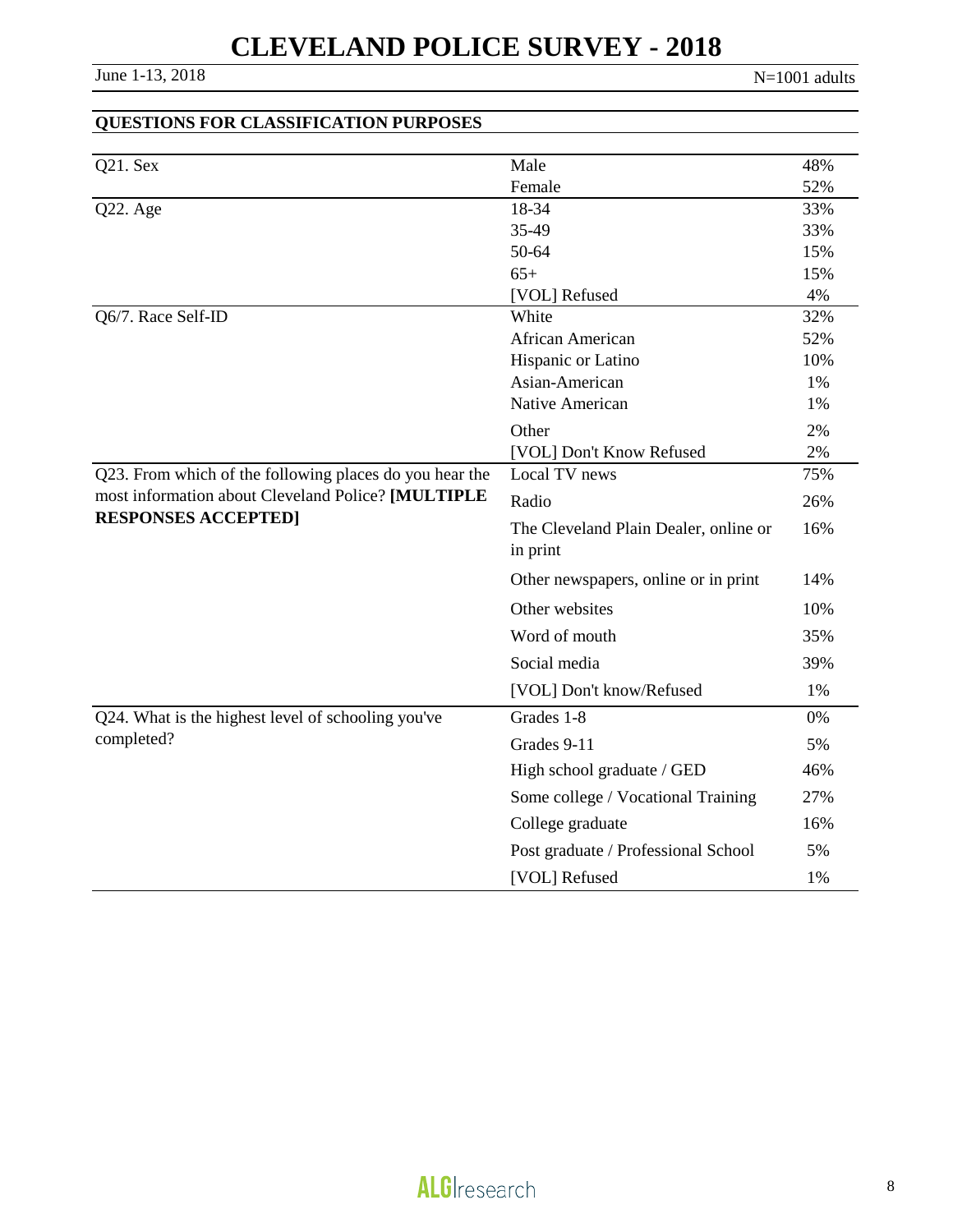# CLEVELAND POLICE SURVEY - 2018

June 1-13, 2018 N=1001 adults

## QUESTIONS FOR CLASSIFICATION PURPOSES

| Question | Response | % |
|---|---|---|
| Q21. Sex | Male | 48% |
| | Female | 52% |
| Q22. Age | 18-34 | 33% |
| | 35-49 | 33% |
| | 50-64 | 15% |
| | 65+ | 15% |
| | [VOL] Refused | 4% |
| Q6/7. Race Self-ID | White | 32% |
| | African American | 52% |
| | Hispanic or Latino | 10% |
| | Asian-American | 1% |
| | Native American | 1% |
| | Other | 2% |
| | [VOL] Don't Know Refused | 2% |
| Q23. From which of the following places do you hear the most information about Cleveland Police? **[MULTIPLE RESPONSES ACCEPTED]** | Local TV news | 75% |
| | Radio | 26% |
| | The Cleveland Plain Dealer, online or in print | 16% |
| | Other newspapers, online or in print | 14% |
| | Other websites | 10% |
| | Word of mouth | 35% |
| | Social media | 39% |
| | [VOL] Don't know/Refused | 1% |
| Q24. What is the highest level of schooling you've completed? | Grades 1-8 | 0% |
| | Grades 9-11 | 5% |
| | High school graduate / GED | 46% |
| | Some college / Vocational Training | 27% |
| | College graduate | 16% |
| | Post graduate / Professional School | 5% |
| | [VOL] Refused | 1% |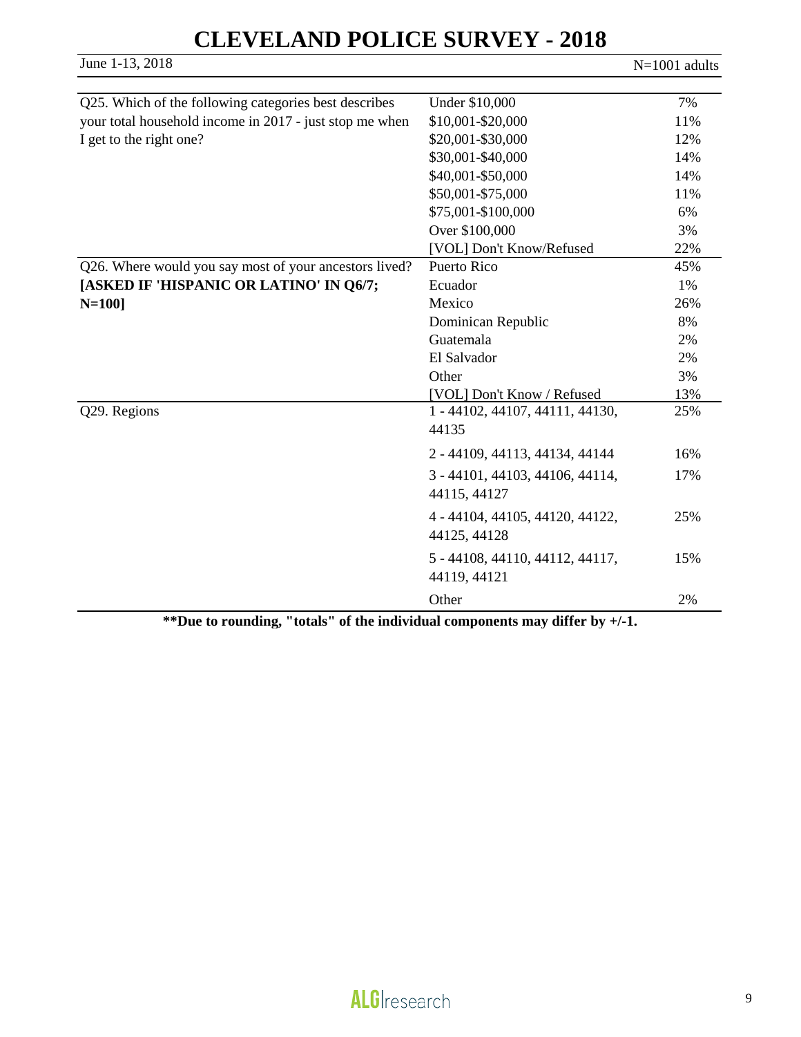# CLEVELAND POLICE SURVEY - 2018

June 1-13, 2018 N=1001 adults

| | | |
|---|---|---|
| Q25. Which of the following categories best describes your total household income in 2017 - just stop me when I get to the right one? | Under $10,000 | 7% |
| | $10,001-$20,000 | 11% |
| | $20,001-$30,000 | 12% |
| | $30,001-$40,000 | 14% |
| | $40,001-$50,000 | 14% |
| | $50,001-$75,000 | 11% |
| | $75,001-$100,000 | 6% |
| | Over $100,000 | 3% |
| | [VOL] Don't Know/Refused | 22% |
| Q26. Where would you say most of your ancestors lived? **[ASKED IF 'HISPANIC OR LATINO' IN Q6/7; N=100]** | Puerto Rico | 45% |
| | Ecuador | 1% |
| | Mexico | 26% |
| | Dominican Republic | 8% |
| | Guatemala | 2% |
| | El Salvador | 2% |
| | Other | 3% |
| | [VOL] Don't Know / Refused | 13% |
| Q29. Regions | 1 - 44102, 44107, 44111, 44130, 44135 | 25% |
| | 2 - 44109, 44113, 44134, 44144 | 16% |
| | 3 - 44101, 44103, 44106, 44114, 44115, 44127 | 17% |
| | 4 - 44104, 44105, 44120, 44122, 44125, 44128 | 25% |
| | 5 - 44108, 44110, 44112, 44117, 44119, 44121 | 15% |
| | Other | 2% |

**\*\*Due to rounding, "totals" of the individual components may differ by +/-1.**